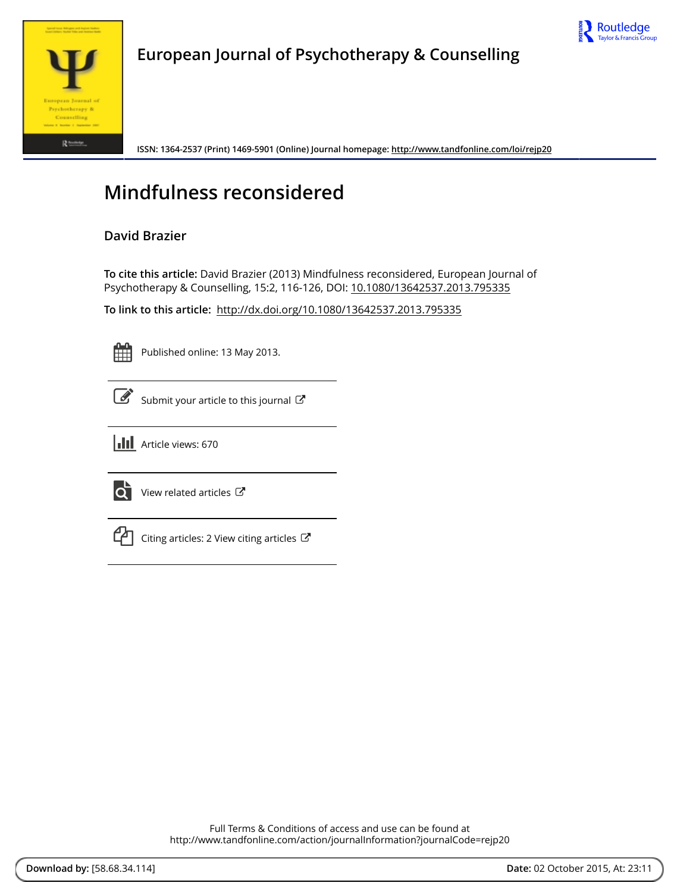European Journal of Psychotherapy & Counselling

ISSN: 1364-2537 (Print) 1469-5901 (Online) Journal homepage: http://www.tandfonline.com/loi/rejp20

# Mindfulness reconsidered

## David Brazier

**To cite this article:** David Brazier (2013) Mindfulness reconsidered, European Journal of Psychotherapy & Counselling, 15:2, 116-126, DOI: 10.1080/13642537.2013.795335

**To link to this article:** http://dx.doi.org/10.1080/13642537.2013.795335

Published online: 13 May 2013.

Submit your article to this journal

Article views: 670

View related articles

Citing articles: 2 View citing articles

Full Terms & Conditions of access and use can be found at
http://www.tandfonline.com/action/journalInformation?journalCode=rejp20

**Download by:** [58.68.34.114] **Date:** 02 October 2015, At: 23:11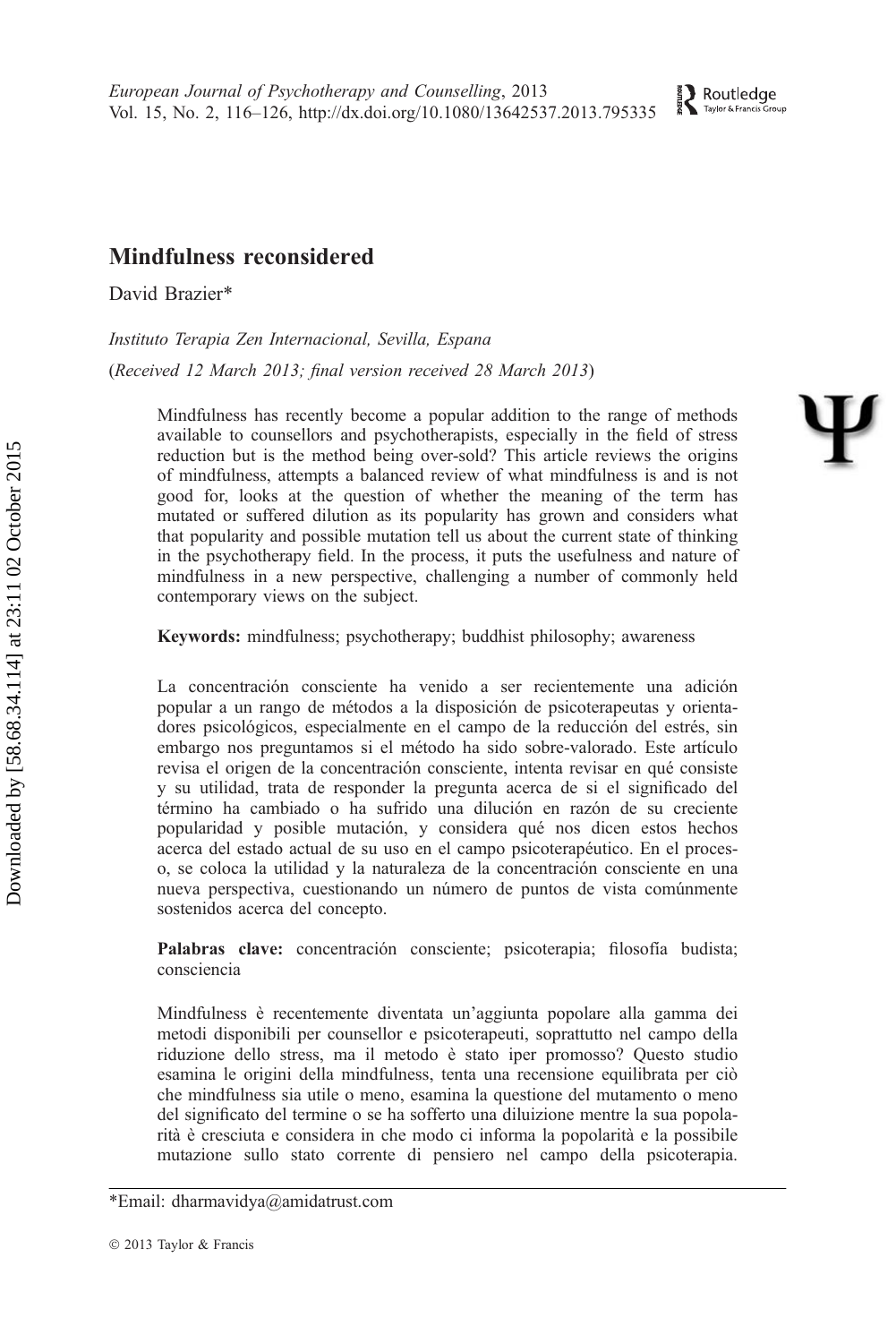# Mindfulness reconsidered

David Brazier*

*Instituto Terapia Zen Internacional, Sevilla, Espana*

(*Received 12 March 2013; final version received 28 March 2013*)

Mindfulness has recently become a popular addition to the range of methods available to counsellors and psychotherapists, especially in the field of stress reduction but is the method being over-sold? This article reviews the origins of mindfulness, attempts a balanced review of what mindfulness is and is not good for, looks at the question of whether the meaning of the term has mutated or suffered dilution as its popularity has grown and considers what that popularity and possible mutation tell us about the current state of thinking in the psychotherapy field. In the process, it puts the usefulness and nature of mindfulness in a new perspective, challenging a number of commonly held contemporary views on the subject.

**Keywords:** mindfulness; psychotherapy; buddhist philosophy; awareness

La concentración consciente ha venido a ser recientemente una adición popular a un rango de métodos a la disposición de psicoterapeutas y orientadores psicológicos, especialmente en el campo de la reducción del estrés, sin embargo nos preguntamos si el método ha sido sobre-valorado. Este artículo revisa el origen de la concentración consciente, intenta revisar en qué consiste y su utilidad, trata de responder la pregunta acerca de si el significado del término ha cambiado o ha sufrido una dilución en razón de su creciente popularidad y posible mutación, y considera qué nos dicen estos hechos acerca del estado actual de su uso en el campo psicoterapéutico. En el proceso, se coloca la utilidad y la naturaleza de la concentración consciente en una nueva perspectiva, cuestionando un número de puntos de vista comúnmente sostenidos acerca del concepto.

**Palabras clave:** concentración consciente; psicoterapia; filosofía budista; consciencia

Mindfulness è recentemente diventata un'aggiunta popolare alla gamma dei metodi disponibili per counsellor e psicoterapeuti, soprattutto nel campo della riduzione dello stress, ma il metodo è stato iper promosso? Questo studio esamina le origini della mindfulness, tenta una recensione equilibrata per ciò che mindfulness sia utile o meno, esamina la questione del mutamento o meno del significato del termine o se ha sofferto una diluizione mentre la sua popolarità è cresciuta e considera in che modo ci informa la popolarità e la possibile mutazione sullo stato corrente di pensiero nel campo della psicoterapia.

---

*Email: dharmavidya@amidatrust.com

© 2013 Taylor & Francis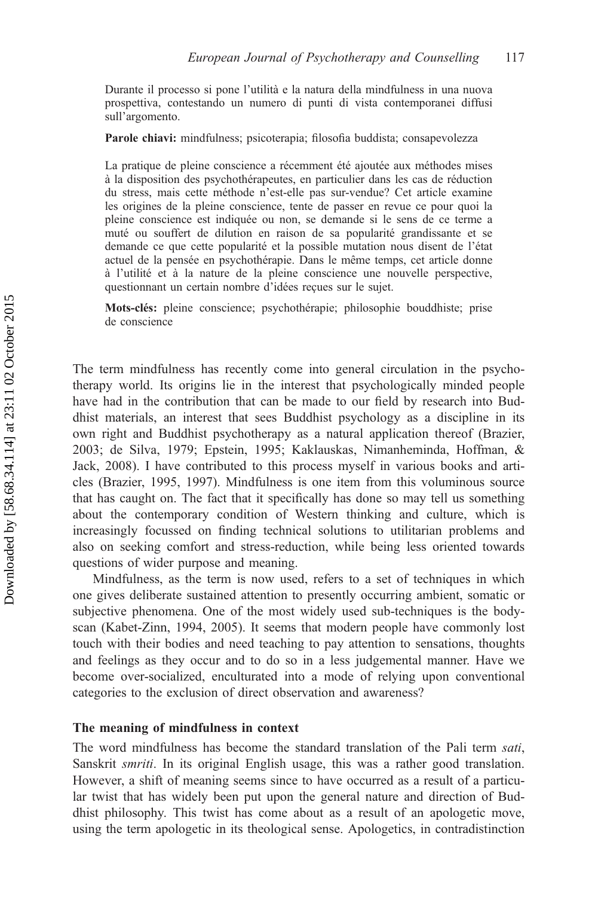Durante il processo si pone l'utilità e la natura della mindfulness in una nuova prospettiva, contestando un numero di punti di vista contemporanei diffusi sull'argomento.

**Parole chiavi:** mindfulness; psicoterapia; filosofia buddista; consapevolezza

La pratique de pleine conscience a récemment été ajoutée aux méthodes mises à la disposition des psychothérapeutes, en particulier dans les cas de réduction du stress, mais cette méthode n'est-elle pas sur-vendue? Cet article examine les origines de la pleine conscience, tente de passer en revue ce pour quoi la pleine conscience est indiquée ou non, se demande si le sens de ce terme a muté ou souffert de dilution en raison de sa popularité grandissante et se demande ce que cette popularité et la possible mutation nous disent de l'état actuel de la pensée en psychothérapie. Dans le même temps, cet article donne à l'utilité et à la nature de la pleine conscience une nouvelle perspective, questionnant un certain nombre d'idées reçues sur le sujet.

**Mots-clés:** pleine conscience; psychothérapie; philosophie bouddhiste; prise de conscience

The term mindfulness has recently come into general circulation in the psychotherapy world. Its origins lie in the interest that psychologically minded people have had in the contribution that can be made to our field by research into Buddhist materials, an interest that sees Buddhist psychology as a discipline in its own right and Buddhist psychotherapy as a natural application thereof (Brazier, 2003; de Silva, 1979; Epstein, 1995; Kaklauskas, Nimanheminda, Hoffman, & Jack, 2008). I have contributed to this process myself in various books and articles (Brazier, 1995, 1997). Mindfulness is one item from this voluminous source that has caught on. The fact that it specifically has done so may tell us something about the contemporary condition of Western thinking and culture, which is increasingly focussed on finding technical solutions to utilitarian problems and also on seeking comfort and stress-reduction, while being less oriented towards questions of wider purpose and meaning.

Mindfulness, as the term is now used, refers to a set of techniques in which one gives deliberate sustained attention to presently occurring ambient, somatic or subjective phenomena. One of the most widely used sub-techniques is the body-scan (Kabet-Zinn, 1994, 2005). It seems that modern people have commonly lost touch with their bodies and need teaching to pay attention to sensations, thoughts and feelings as they occur and to do so in a less judgemental manner. Have we become over-socialized, enculturated into a mode of relying upon conventional categories to the exclusion of direct observation and awareness?

### The meaning of mindfulness in context

The word mindfulness has become the standard translation of the Pali term *sati*, Sanskrit *smriti*. In its original English usage, this was a rather good translation. However, a shift of meaning seems since to have occurred as a result of a particular twist that has widely been put upon the general nature and direction of Buddhist philosophy. This twist has come about as a result of an apologetic move, using the term apologetic in its theological sense. Apologetics, in contradistinction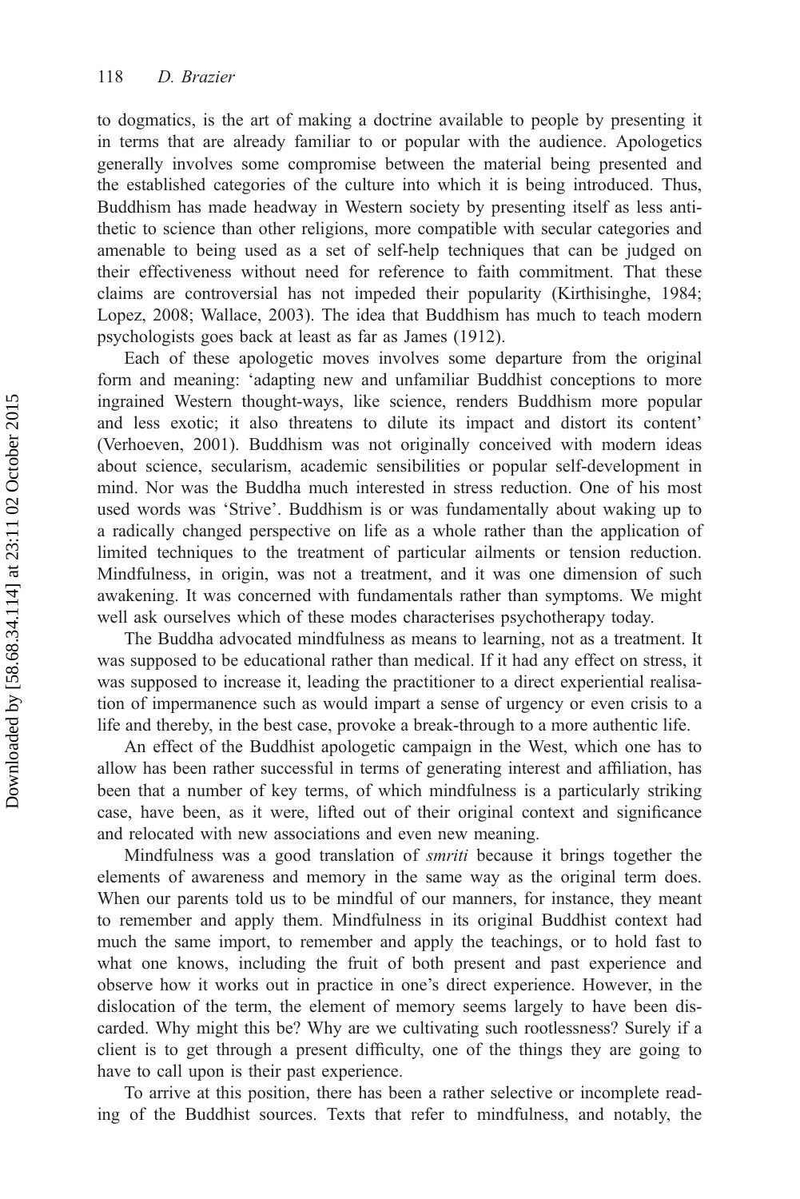to dogmatics, is the art of making a doctrine available to people by presenting it in terms that are already familiar to or popular with the audience. Apologetics generally involves some compromise between the material being presented and the established categories of the culture into which it is being introduced. Thus, Buddhism has made headway in Western society by presenting itself as less antithetic to science than other religions, more compatible with secular categories and amenable to being used as a set of self-help techniques that can be judged on their effectiveness without need for reference to faith commitment. That these claims are controversial has not impeded their popularity (Kirthisinghe, 1984; Lopez, 2008; Wallace, 2003). The idea that Buddhism has much to teach modern psychologists goes back at least as far as James (1912).

Each of these apologetic moves involves some departure from the original form and meaning: 'adapting new and unfamiliar Buddhist conceptions to more ingrained Western thought-ways, like science, renders Buddhism more popular and less exotic; it also threatens to dilute its impact and distort its content' (Verhoeven, 2001). Buddhism was not originally conceived with modern ideas about science, secularism, academic sensibilities or popular self-development in mind. Nor was the Buddha much interested in stress reduction. One of his most used words was 'Strive'. Buddhism is or was fundamentally about waking up to a radically changed perspective on life as a whole rather than the application of limited techniques to the treatment of particular ailments or tension reduction. Mindfulness, in origin, was not a treatment, and it was one dimension of such awakening. It was concerned with fundamentals rather than symptoms. We might well ask ourselves which of these modes characterises psychotherapy today.

The Buddha advocated mindfulness as means to learning, not as a treatment. It was supposed to be educational rather than medical. If it had any effect on stress, it was supposed to increase it, leading the practitioner to a direct experiential realisation of impermanence such as would impart a sense of urgency or even crisis to a life and thereby, in the best case, provoke a break-through to a more authentic life.

An effect of the Buddhist apologetic campaign in the West, which one has to allow has been rather successful in terms of generating interest and affiliation, has been that a number of key terms, of which mindfulness is a particularly striking case, have been, as it were, lifted out of their original context and significance and relocated with new associations and even new meaning.

Mindfulness was a good translation of *smriti* because it brings together the elements of awareness and memory in the same way as the original term does. When our parents told us to be mindful of our manners, for instance, they meant to remember and apply them. Mindfulness in its original Buddhist context had much the same import, to remember and apply the teachings, or to hold fast to what one knows, including the fruit of both present and past experience and observe how it works out in practice in one's direct experience. However, in the dislocation of the term, the element of memory seems largely to have been discarded. Why might this be? Why are we cultivating such rootlessness? Surely if a client is to get through a present difficulty, one of the things they are going to have to call upon is their past experience.

To arrive at this position, there has been a rather selective or incomplete reading of the Buddhist sources. Texts that refer to mindfulness, and notably, the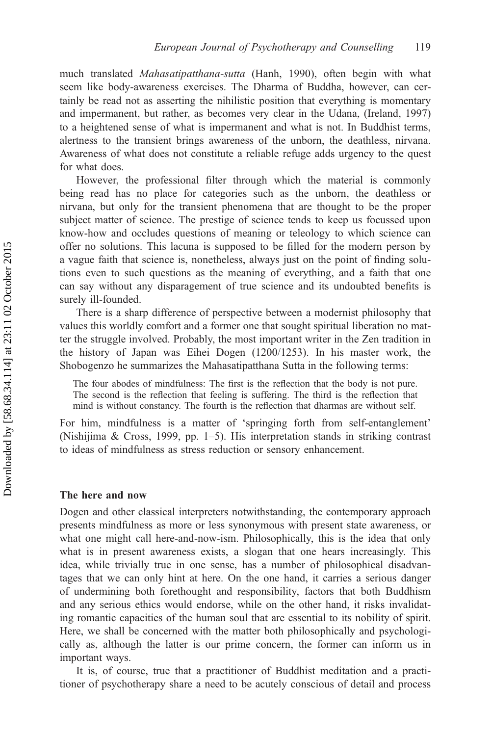much translated *Mahasatipatthana-sutta* (Hanh, 1990), often begin with what seem like body-awareness exercises. The Dharma of Buddha, however, can certainly be read not as asserting the nihilistic position that everything is momentary and impermanent, but rather, as becomes very clear in the Udana, (Ireland, 1997) to a heightened sense of what is impermanent and what is not. In Buddhist terms, alertness to the transient brings awareness of the unborn, the deathless, nirvana. Awareness of what does not constitute a reliable refuge adds urgency to the quest for what does.

However, the professional filter through which the material is commonly being read has no place for categories such as the unborn, the deathless or nirvana, but only for the transient phenomena that are thought to be the proper subject matter of science. The prestige of science tends to keep us focussed upon know-how and occludes questions of meaning or teleology to which science can offer no solutions. This lacuna is supposed to be filled for the modern person by a vague faith that science is, nonetheless, always just on the point of finding solutions even to such questions as the meaning of everything, and a faith that one can say without any disparagement of true science and its undoubted benefits is surely ill-founded.

There is a sharp difference of perspective between a modernist philosophy that values this worldly comfort and a former one that sought spiritual liberation no matter the struggle involved. Probably, the most important writer in the Zen tradition in the history of Japan was Eihei Dogen (1200/1253). In his master work, the Shobogenzo he summarizes the Mahasatipatthana Sutta in the following terms:

> The four abodes of mindfulness: The first is the reflection that the body is not pure. The second is the reflection that feeling is suffering. The third is the reflection that mind is without constancy. The fourth is the reflection that dharmas are without self.

For him, mindfulness is a matter of 'springing forth from self-entanglement' (Nishijima & Cross, 1999, pp. 1–5). His interpretation stands in striking contrast to ideas of mindfulness as stress reduction or sensory enhancement.

## The here and now

Dogen and other classical interpreters notwithstanding, the contemporary approach presents mindfulness as more or less synonymous with present state awareness, or what one might call here-and-now-ism. Philosophically, this is the idea that only what is in present awareness exists, a slogan that one hears increasingly. This idea, while trivially true in one sense, has a number of philosophical disadvantages that we can only hint at here. On the one hand, it carries a serious danger of undermining both forethought and responsibility, factors that both Buddhism and any serious ethics would endorse, while on the other hand, it risks invalidating romantic capacities of the human soul that are essential to its nobility of spirit. Here, we shall be concerned with the matter both philosophically and psychologically as, although the latter is our prime concern, the former can inform us in important ways.

It is, of course, true that a practitioner of Buddhist meditation and a practitioner of psychotherapy share a need to be acutely conscious of detail and process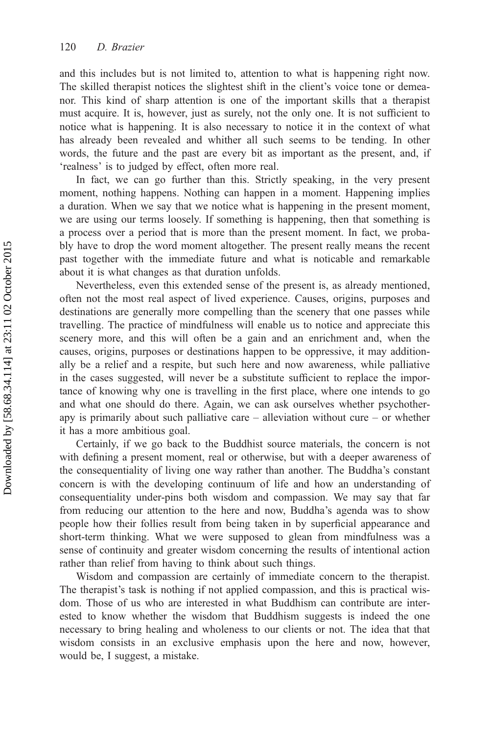and this includes but is not limited to, attention to what is happening right now. The skilled therapist notices the slightest shift in the client's voice tone or demeanor. This kind of sharp attention is one of the important skills that a therapist must acquire. It is, however, just as surely, not the only one. It is not sufficient to notice what is happening. It is also necessary to notice it in the context of what has already been revealed and whither all such seems to be tending. In other words, the future and the past are every bit as important as the present, and, if 'realness' is to judged by effect, often more real.

In fact, we can go further than this. Strictly speaking, in the very present moment, nothing happens. Nothing can happen in a moment. Happening implies a duration. When we say that we notice what is happening in the present moment, we are using our terms loosely. If something is happening, then that something is a process over a period that is more than the present moment. In fact, we probably have to drop the word moment altogether. The present really means the recent past together with the immediate future and what is noticable and remarkable about it is what changes as that duration unfolds.

Nevertheless, even this extended sense of the present is, as already mentioned, often not the most real aspect of lived experience. Causes, origins, purposes and destinations are generally more compelling than the scenery that one passes while travelling. The practice of mindfulness will enable us to notice and appreciate this scenery more, and this will often be a gain and an enrichment and, when the causes, origins, purposes or destinations happen to be oppressive, it may additionally be a relief and a respite, but such here and now awareness, while palliative in the cases suggested, will never be a substitute sufficient to replace the importance of knowing why one is travelling in the first place, where one intends to go and what one should do there. Again, we can ask ourselves whether psychotherapy is primarily about such palliative care – alleviation without cure – or whether it has a more ambitious goal.

Certainly, if we go back to the Buddhist source materials, the concern is not with defining a present moment, real or otherwise, but with a deeper awareness of the consequentiality of living one way rather than another. The Buddha's constant concern is with the developing continuum of life and how an understanding of consequentiality under-pins both wisdom and compassion. We may say that far from reducing our attention to the here and now, Buddha's agenda was to show people how their follies result from being taken in by superficial appearance and short-term thinking. What we were supposed to glean from mindfulness was a sense of continuity and greater wisdom concerning the results of intentional action rather than relief from having to think about such things.

Wisdom and compassion are certainly of immediate concern to the therapist. The therapist's task is nothing if not applied compassion, and this is practical wisdom. Those of us who are interested in what Buddhism can contribute are interested to know whether the wisdom that Buddhism suggests is indeed the one necessary to bring healing and wholeness to our clients or not. The idea that that wisdom consists in an exclusive emphasis upon the here and now, however, would be, I suggest, a mistake.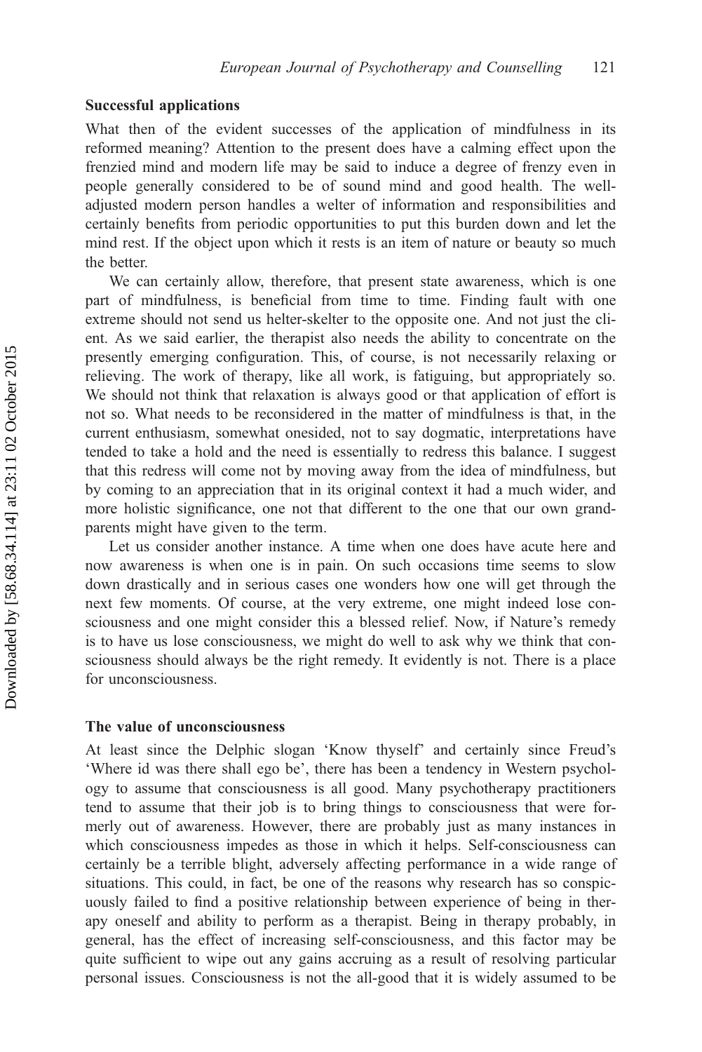### Successful applications

What then of the evident successes of the application of mindfulness in its reformed meaning? Attention to the present does have a calming effect upon the frenzied mind and modern life may be said to induce a degree of frenzy even in people generally considered to be of sound mind and good health. The well-adjusted modern person handles a welter of information and responsibilities and certainly benefits from periodic opportunities to put this burden down and let the mind rest. If the object upon which it rests is an item of nature or beauty so much the better.

We can certainly allow, therefore, that present state awareness, which is one part of mindfulness, is beneficial from time to time. Finding fault with one extreme should not send us helter-skelter to the opposite one. And not just the client. As we said earlier, the therapist also needs the ability to concentrate on the presently emerging configuration. This, of course, is not necessarily relaxing or relieving. The work of therapy, like all work, is fatiguing, but appropriately so. We should not think that relaxation is always good or that application of effort is not so. What needs to be reconsidered in the matter of mindfulness is that, in the current enthusiasm, somewhat onesided, not to say dogmatic, interpretations have tended to take a hold and the need is essentially to redress this balance. I suggest that this redress will come not by moving away from the idea of mindfulness, but by coming to an appreciation that in its original context it had a much wider, and more holistic significance, one not that different to the one that our own grandparents might have given to the term.

Let us consider another instance. A time when one does have acute here and now awareness is when one is in pain. On such occasions time seems to slow down drastically and in serious cases one wonders how one will get through the next few moments. Of course, at the very extreme, one might indeed lose consciousness and one might consider this a blessed relief. Now, if Nature's remedy is to have us lose consciousness, we might do well to ask why we think that consciousness should always be the right remedy. It evidently is not. There is a place for unconsciousness.

### The value of unconsciousness

At least since the Delphic slogan 'Know thyself' and certainly since Freud's 'Where id was there shall ego be', there has been a tendency in Western psychology to assume that consciousness is all good. Many psychotherapy practitioners tend to assume that their job is to bring things to consciousness that were formerly out of awareness. However, there are probably just as many instances in which consciousness impedes as those in which it helps. Self-consciousness can certainly be a terrible blight, adversely affecting performance in a wide range of situations. This could, in fact, be one of the reasons why research has so conspicuously failed to find a positive relationship between experience of being in therapy oneself and ability to perform as a therapist. Being in therapy probably, in general, has the effect of increasing self-consciousness, and this factor may be quite sufficient to wipe out any gains accruing as a result of resolving particular personal issues. Consciousness is not the all-good that it is widely assumed to be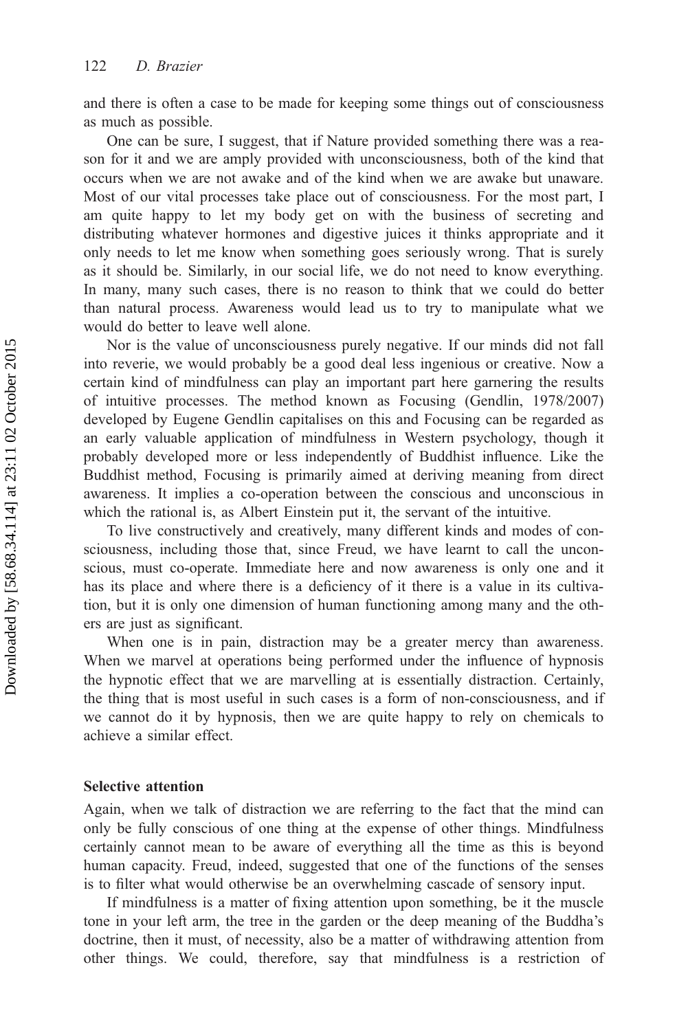and there is often a case to be made for keeping some things out of consciousness as much as possible.

One can be sure, I suggest, that if Nature provided something there was a reason for it and we are amply provided with unconsciousness, both of the kind that occurs when we are not awake and of the kind when we are awake but unaware. Most of our vital processes take place out of consciousness. For the most part, I am quite happy to let my body get on with the business of secreting and distributing whatever hormones and digestive juices it thinks appropriate and it only needs to let me know when something goes seriously wrong. That is surely as it should be. Similarly, in our social life, we do not need to know everything. In many, many such cases, there is no reason to think that we could do better than natural process. Awareness would lead us to try to manipulate what we would do better to leave well alone.

Nor is the value of unconsciousness purely negative. If our minds did not fall into reverie, we would probably be a good deal less ingenious or creative. Now a certain kind of mindfulness can play an important part here garnering the results of intuitive processes. The method known as Focusing (Gendlin, 1978/2007) developed by Eugene Gendlin capitalises on this and Focusing can be regarded as an early valuable application of mindfulness in Western psychology, though it probably developed more or less independently of Buddhist influence. Like the Buddhist method, Focusing is primarily aimed at deriving meaning from direct awareness. It implies a co-operation between the conscious and unconscious in which the rational is, as Albert Einstein put it, the servant of the intuitive.

To live constructively and creatively, many different kinds and modes of consciousness, including those that, since Freud, we have learnt to call the unconscious, must co-operate. Immediate here and now awareness is only one and it has its place and where there is a deficiency of it there is a value in its cultivation, but it is only one dimension of human functioning among many and the others are just as significant.

When one is in pain, distraction may be a greater mercy than awareness. When we marvel at operations being performed under the influence of hypnosis the hypnotic effect that we are marvelling at is essentially distraction. Certainly, the thing that is most useful in such cases is a form of non-consciousness, and if we cannot do it by hypnosis, then we are quite happy to rely on chemicals to achieve a similar effect.

## Selective attention

Again, when we talk of distraction we are referring to the fact that the mind can only be fully conscious of one thing at the expense of other things. Mindfulness certainly cannot mean to be aware of everything all the time as this is beyond human capacity. Freud, indeed, suggested that one of the functions of the senses is to filter what would otherwise be an overwhelming cascade of sensory input.

If mindfulness is a matter of fixing attention upon something, be it the muscle tone in your left arm, the tree in the garden or the deep meaning of the Buddha's doctrine, then it must, of necessity, also be a matter of withdrawing attention from other things. We could, therefore, say that mindfulness is a restriction of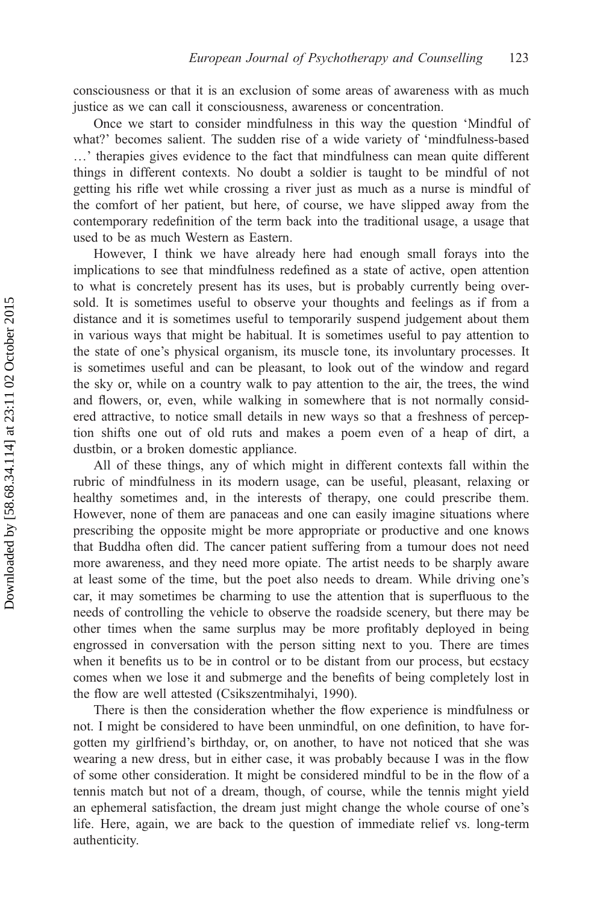consciousness or that it is an exclusion of some areas of awareness with as much justice as we can call it consciousness, awareness or concentration.

Once we start to consider mindfulness in this way the question 'Mindful of what?' becomes salient. The sudden rise of a wide variety of 'mindfulness-based …' therapies gives evidence to the fact that mindfulness can mean quite different things in different contexts. No doubt a soldier is taught to be mindful of not getting his rifle wet while crossing a river just as much as a nurse is mindful of the comfort of her patient, but here, of course, we have slipped away from the contemporary redefinition of the term back into the traditional usage, a usage that used to be as much Western as Eastern.

However, I think we have already here had enough small forays into the implications to see that mindfulness redefined as a state of active, open attention to what is concretely present has its uses, but is probably currently being oversold. It is sometimes useful to observe your thoughts and feelings as if from a distance and it is sometimes useful to temporarily suspend judgement about them in various ways that might be habitual. It is sometimes useful to pay attention to the state of one's physical organism, its muscle tone, its involuntary processes. It is sometimes useful and can be pleasant, to look out of the window and regard the sky or, while on a country walk to pay attention to the air, the trees, the wind and flowers, or, even, while walking in somewhere that is not normally considered attractive, to notice small details in new ways so that a freshness of perception shifts one out of old ruts and makes a poem even of a heap of dirt, a dustbin, or a broken domestic appliance.

All of these things, any of which might in different contexts fall within the rubric of mindfulness in its modern usage, can be useful, pleasant, relaxing or healthy sometimes and, in the interests of therapy, one could prescribe them. However, none of them are panaceas and one can easily imagine situations where prescribing the opposite might be more appropriate or productive and one knows that Buddha often did. The cancer patient suffering from a tumour does not need more awareness, and they need more opiate. The artist needs to be sharply aware at least some of the time, but the poet also needs to dream. While driving one's car, it may sometimes be charming to use the attention that is superfluous to the needs of controlling the vehicle to observe the roadside scenery, but there may be other times when the same surplus may be more profitably deployed in being engrossed in conversation with the person sitting next to you. There are times when it benefits us to be in control or to be distant from our process, but ecstacy comes when we lose it and submerge and the benefits of being completely lost in the flow are well attested (Csikszentmihalyi, 1990).

There is then the consideration whether the flow experience is mindfulness or not. I might be considered to have been unmindful, on one definition, to have forgotten my girlfriend's birthday, or, on another, to have not noticed that she was wearing a new dress, but in either case, it was probably because I was in the flow of some other consideration. It might be considered mindful to be in the flow of a tennis match but not of a dream, though, of course, while the tennis might yield an ephemeral satisfaction, the dream just might change the whole course of one's life. Here, again, we are back to the question of immediate relief vs. long-term authenticity.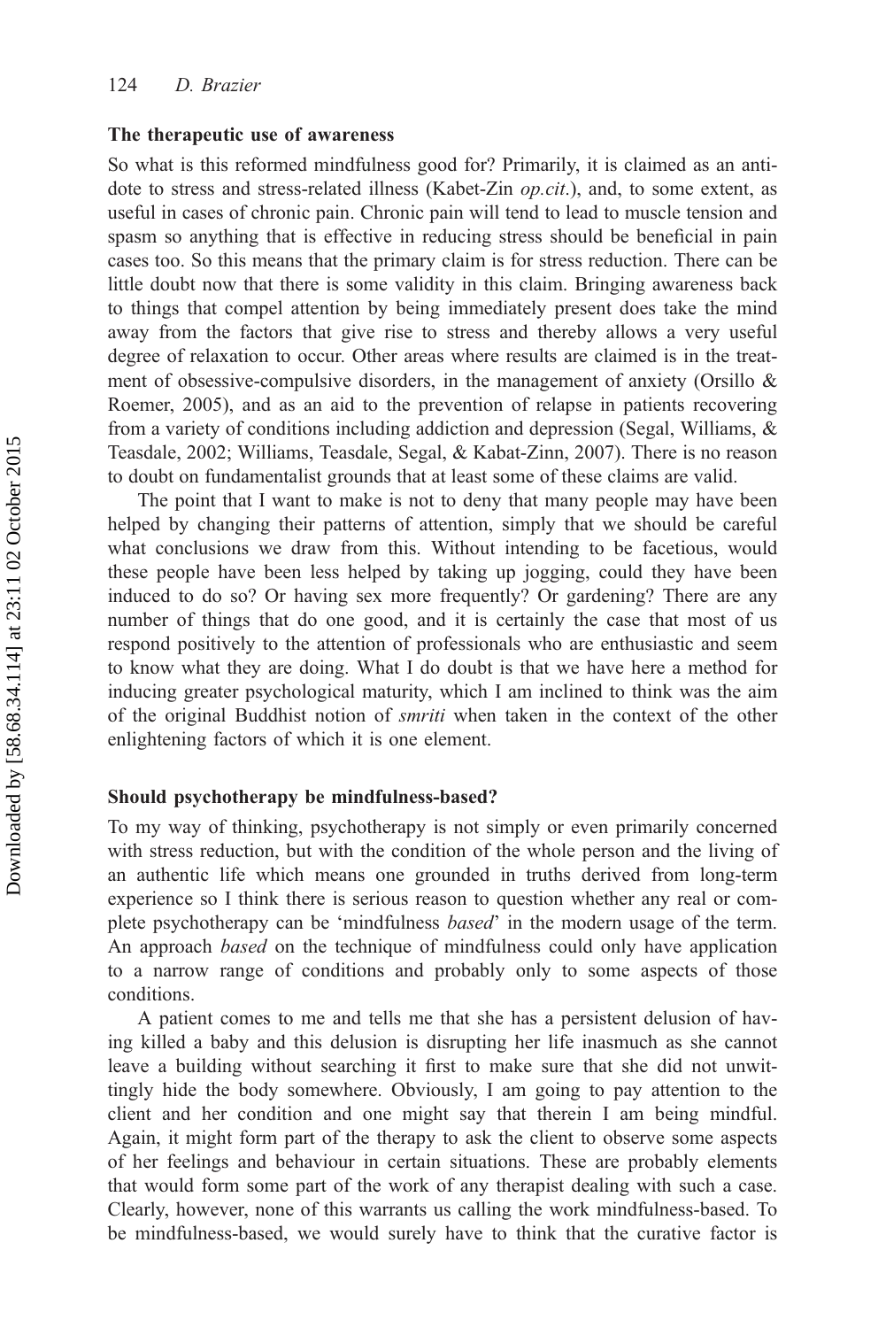### The therapeutic use of awareness

So what is this reformed mindfulness good for? Primarily, it is claimed as an antidote to stress and stress-related illness (Kabet-Zin *op.cit.*), and, to some extent, as useful in cases of chronic pain. Chronic pain will tend to lead to muscle tension and spasm so anything that is effective in reducing stress should be beneficial in pain cases too. So this means that the primary claim is for stress reduction. There can be little doubt now that there is some validity in this claim. Bringing awareness back to things that compel attention by being immediately present does take the mind away from the factors that give rise to stress and thereby allows a very useful degree of relaxation to occur. Other areas where results are claimed is in the treatment of obsessive-compulsive disorders, in the management of anxiety (Orsillo & Roemer, 2005), and as an aid to the prevention of relapse in patients recovering from a variety of conditions including addiction and depression (Segal, Williams, & Teasdale, 2002; Williams, Teasdale, Segal, & Kabat-Zinn, 2007). There is no reason to doubt on fundamentalist grounds that at least some of these claims are valid.

The point that I want to make is not to deny that many people may have been helped by changing their patterns of attention, simply that we should be careful what conclusions we draw from this. Without intending to be facetious, would these people have been less helped by taking up jogging, could they have been induced to do so? Or having sex more frequently? Or gardening? There are any number of things that do one good, and it is certainly the case that most of us respond positively to the attention of professionals who are enthusiastic and seem to know what they are doing. What I do doubt is that we have here a method for inducing greater psychological maturity, which I am inclined to think was the aim of the original Buddhist notion of *smriti* when taken in the context of the other enlightening factors of which it is one element.

### Should psychotherapy be mindfulness-based?

To my way of thinking, psychotherapy is not simply or even primarily concerned with stress reduction, but with the condition of the whole person and the living of an authentic life which means one grounded in truths derived from long-term experience so I think there is serious reason to question whether any real or complete psychotherapy can be 'mindfulness *based*' in the modern usage of the term. An approach *based* on the technique of mindfulness could only have application to a narrow range of conditions and probably only to some aspects of those conditions.

A patient comes to me and tells me that she has a persistent delusion of having killed a baby and this delusion is disrupting her life inasmuch as she cannot leave a building without searching it first to make sure that she did not unwittingly hide the body somewhere. Obviously, I am going to pay attention to the client and her condition and one might say that therein I am being mindful. Again, it might form part of the therapy to ask the client to observe some aspects of her feelings and behaviour in certain situations. These are probably elements that would form some part of the work of any therapist dealing with such a case. Clearly, however, none of this warrants us calling the work mindfulness-based. To be mindfulness-based, we would surely have to think that the curative factor is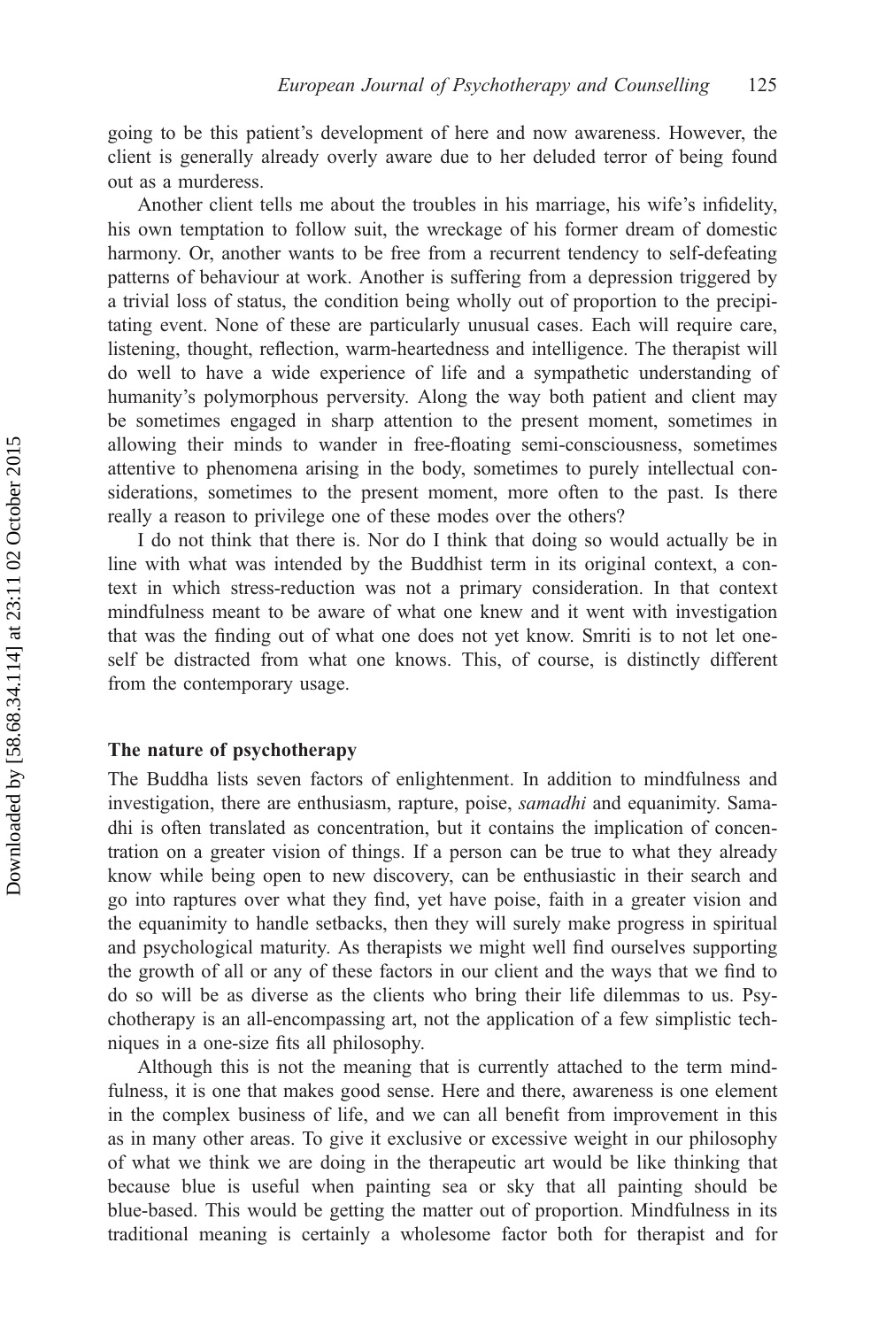going to be this patient's development of here and now awareness. However, the client is generally already overly aware due to her deluded terror of being found out as a murderess.

Another client tells me about the troubles in his marriage, his wife's infidelity, his own temptation to follow suit, the wreckage of his former dream of domestic harmony. Or, another wants to be free from a recurrent tendency to self-defeating patterns of behaviour at work. Another is suffering from a depression triggered by a trivial loss of status, the condition being wholly out of proportion to the precipitating event. None of these are particularly unusual cases. Each will require care, listening, thought, reflection, warm-heartedness and intelligence. The therapist will do well to have a wide experience of life and a sympathetic understanding of humanity's polymorphous perversity. Along the way both patient and client may be sometimes engaged in sharp attention to the present moment, sometimes in allowing their minds to wander in free-floating semi-consciousness, sometimes attentive to phenomena arising in the body, sometimes to purely intellectual considerations, sometimes to the present moment, more often to the past. Is there really a reason to privilege one of these modes over the others?

I do not think that there is. Nor do I think that doing so would actually be in line with what was intended by the Buddhist term in its original context, a context in which stress-reduction was not a primary consideration. In that context mindfulness meant to be aware of what one knew and it went with investigation that was the finding out of what one does not yet know. Smriti is to not let oneself be distracted from what one knows. This, of course, is distinctly different from the contemporary usage.

### The nature of psychotherapy

The Buddha lists seven factors of enlightenment. In addition to mindfulness and investigation, there are enthusiasm, rapture, poise, *samadhi* and equanimity. Samadhi is often translated as concentration, but it contains the implication of concentration on a greater vision of things. If a person can be true to what they already know while being open to new discovery, can be enthusiastic in their search and go into raptures over what they find, yet have poise, faith in a greater vision and the equanimity to handle setbacks, then they will surely make progress in spiritual and psychological maturity. As therapists we might well find ourselves supporting the growth of all or any of these factors in our client and the ways that we find to do so will be as diverse as the clients who bring their life dilemmas to us. Psychotherapy is an all-encompassing art, not the application of a few simplistic techniques in a one-size fits all philosophy.

Although this is not the meaning that is currently attached to the term mindfulness, it is one that makes good sense. Here and there, awareness is one element in the complex business of life, and we can all benefit from improvement in this as in many other areas. To give it exclusive or excessive weight in our philosophy of what we think we are doing in the therapeutic art would be like thinking that because blue is useful when painting sea or sky that all painting should be blue-based. This would be getting the matter out of proportion. Mindfulness in its traditional meaning is certainly a wholesome factor both for therapist and for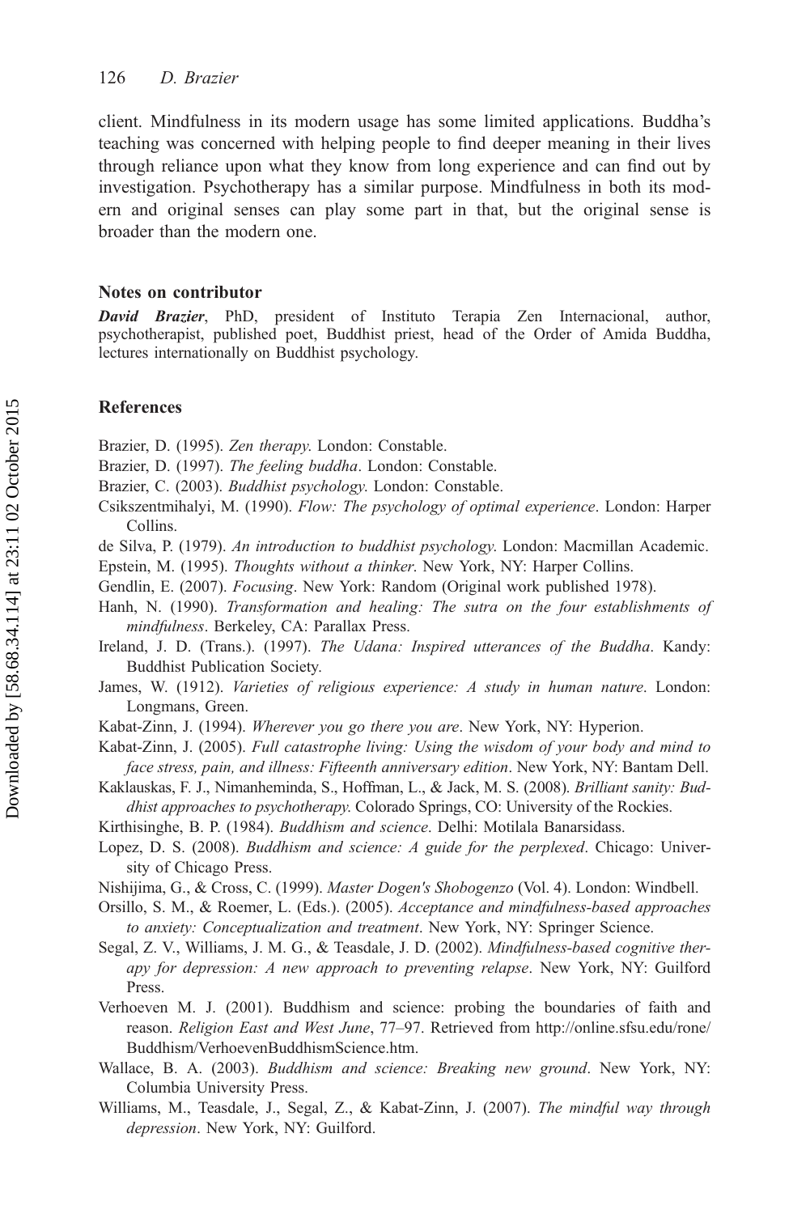client. Mindfulness in its modern usage has some limited applications. Buddha's teaching was concerned with helping people to find deeper meaning in their lives through reliance upon what they know from long experience and can find out by investigation. Psychotherapy has a similar purpose. Mindfulness in both its modern and original senses can play some part in that, but the original sense is broader than the modern one.

## Notes on contributor

***David Brazier***, PhD, president of Instituto Terapia Zen Internacional, author, psychotherapist, published poet, Buddhist priest, head of the Order of Amida Buddha, lectures internationally on Buddhist psychology.

## References

Brazier, D. (1995). *Zen therapy*. London: Constable.

Brazier, D. (1997). *The feeling buddha*. London: Constable.

Brazier, C. (2003). *Buddhist psychology*. London: Constable.

Csikszentmihalyi, M. (1990). *Flow: The psychology of optimal experience*. London: Harper Collins.

de Silva, P. (1979). *An introduction to buddhist psychology*. London: Macmillan Academic.

Epstein, M. (1995). *Thoughts without a thinker*. New York, NY: Harper Collins.

Gendlin, E. (2007). *Focusing*. New York: Random (Original work published 1978).

Hanh, N. (1990). *Transformation and healing: The sutra on the four establishments of mindfulness*. Berkeley, CA: Parallax Press.

Ireland, J. D. (Trans.). (1997). *The Udana: Inspired utterances of the Buddha*. Kandy: Buddhist Publication Society.

James, W. (1912). *Varieties of religious experience: A study in human nature*. London: Longmans, Green.

Kabat-Zinn, J. (1994). *Wherever you go there you are*. New York, NY: Hyperion.

Kabat-Zinn, J. (2005). *Full catastrophe living: Using the wisdom of your body and mind to face stress, pain, and illness: Fifteenth anniversary edition*. New York, NY: Bantam Dell.

Kaklauskas, F. J., Nimanheminda, S., Hoffman, L., & Jack, M. S. (2008). *Brilliant sanity: Buddhist approaches to psychotherapy*. Colorado Springs, CO: University of the Rockies.

Kirthisinghe, B. P. (1984). *Buddhism and science*. Delhi: Motilala Banarsidass.

Lopez, D. S. (2008). *Buddhism and science: A guide for the perplexed*. Chicago: University of Chicago Press.

Nishijima, G., & Cross, C. (1999). *Master Dogen's Shobogenzo* (Vol. 4). London: Windbell.

Orsillo, S. M., & Roemer, L. (Eds.). (2005). *Acceptance and mindfulness-based approaches to anxiety: Conceptualization and treatment*. New York, NY: Springer Science.

Segal, Z. V., Williams, J. M. G., & Teasdale, J. D. (2002). *Mindfulness-based cognitive therapy for depression: A new approach to preventing relapse*. New York, NY: Guilford Press.

Verhoeven M. J. (2001). Buddhism and science: probing the boundaries of faith and reason. *Religion East and West June*, 77–97. Retrieved from http://online.sfsu.edu/rone/Buddhism/VerhoevenBuddhismScience.htm.

Wallace, B. A. (2003). *Buddhism and science: Breaking new ground*. New York, NY: Columbia University Press.

Williams, M., Teasdale, J., Segal, Z., & Kabat-Zinn, J. (2007). *The mindful way through depression*. New York, NY: Guilford.